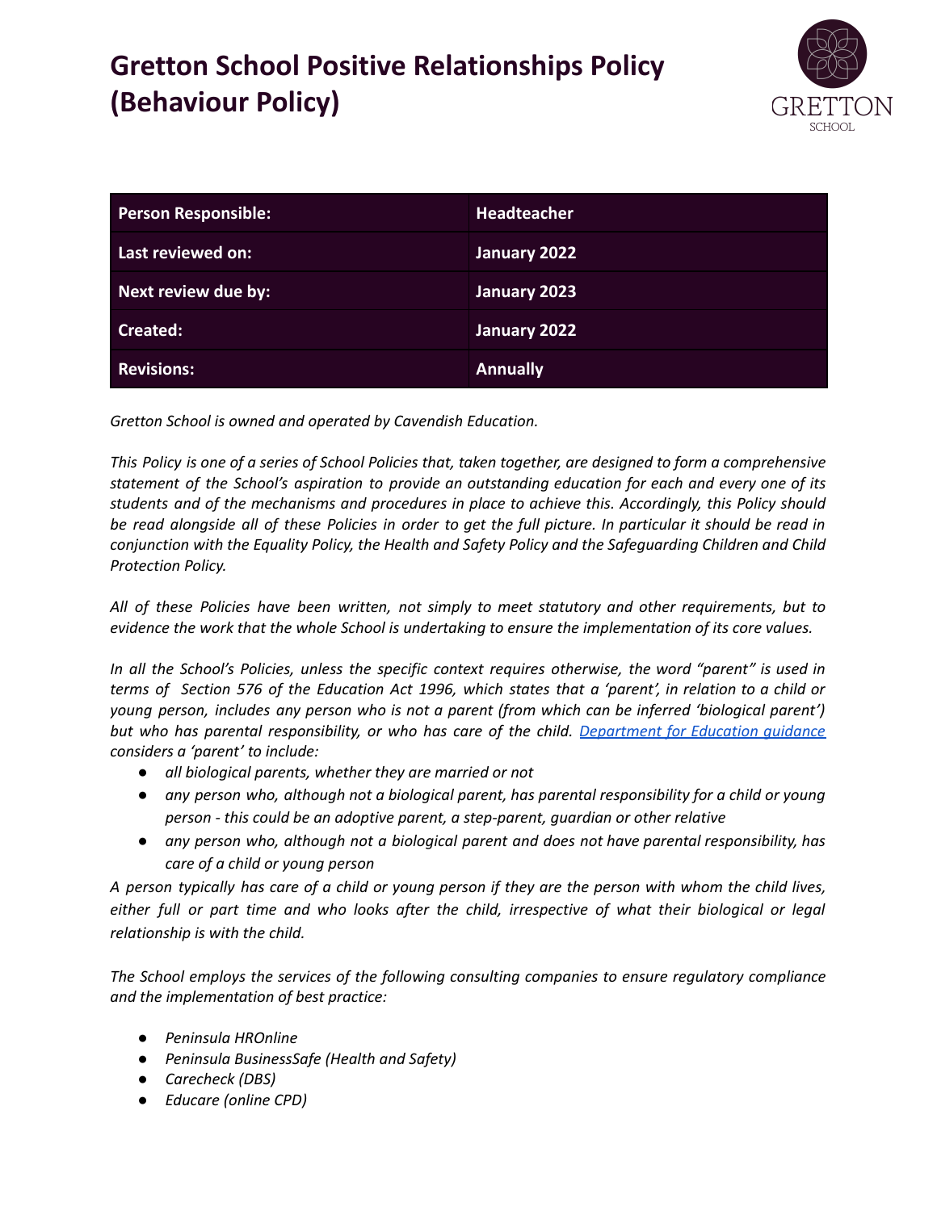# Gretton School Positive Relationships Policy (Behaviour Policy)

| Person Responsible: | Headteacher |
| --- | --- |
| Last reviewed on: | January 2022 |
| Next review due by: | January 2023 |
| Created: | January 2022 |
| Revisions: | Annually |

*Gretton School is owned and operated by Cavendish Education.*

*This Policy is one of a series of School Policies that, taken together, are designed to form a comprehensive statement of the School's aspiration to provide an outstanding education for each and every one of its students and of the mechanisms and procedures in place to achieve this. Accordingly, this Policy should be read alongside all of these Policies in order to get the full picture. In particular it should be read in conjunction with the Equality Policy, the Health and Safety Policy and the Safeguarding Children and Child Protection Policy.*

*All of these Policies have been written, not simply to meet statutory and other requirements, but to evidence the work that the whole School is undertaking to ensure the implementation of its core values.*

*In all the School's Policies, unless the specific context requires otherwise, the word "parent" is used in terms of Section 576 of the Education Act 1996, which states that a 'parent', in relation to a child or young person, includes any person who is not a parent (from which can be inferred 'biological parent') but who has parental responsibility, or who has care of the child. [Department for Education guidance](#) considers a 'parent' to include:*

- *all biological parents, whether they are married or not*
- *any person who, although not a biological parent, has parental responsibility for a child or young person - this could be an adoptive parent, a step-parent, guardian or other relative*
- *any person who, although not a biological parent and does not have parental responsibility, has care of a child or young person*

*A person typically has care of a child or young person if they are the person with whom the child lives, either full or part time and who looks after the child, irrespective of what their biological or legal relationship is with the child.*

*The School employs the services of the following consulting companies to ensure regulatory compliance and the implementation of best practice:*

- *Peninsula HROnline*
- *Peninsula BusinessSafe (Health and Safety)*
- *Carecheck (DBS)*
- *Educare (online CPD)*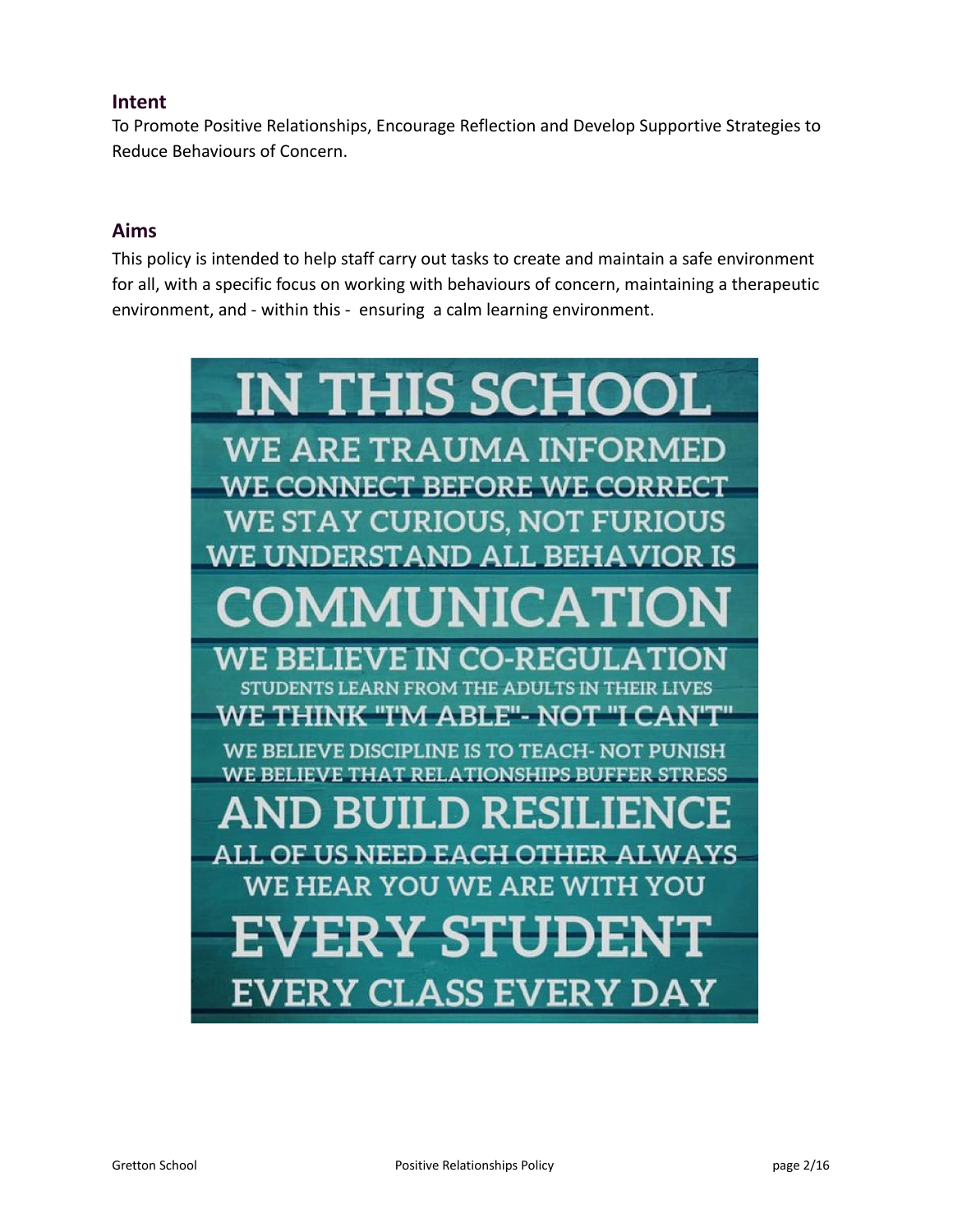## Intent

To Promote Positive Relationships, Encourage Reflection and Develop Supportive Strategies to Reduce Behaviours of Concern.

## Aims

This policy is intended to help staff carry out tasks to create and maintain a safe environment for all, with a specific focus on working with behaviours of concern, maintaining a therapeutic environment, and - within this - ensuring a calm learning environment.

IN THIS SCHOOL
WE ARE TRAUMA INFORMED
WE CONNECT BEFORE WE CORRECT
WE STAY CURIOUS, NOT FURIOUS
WE UNDERSTAND ALL BEHAVIOR IS
COMMUNICATION
WE BELIEVE IN CO-REGULATION
STUDENTS LEARN FROM THE ADULTS IN THEIR LIVES
WE THINK "I'M ABLE"- NOT "I CAN'T"
WE BELIEVE DISCIPLINE IS TO TEACH- NOT PUNISH
WE BELIEVE THAT RELATIONSHIPS BUFFER STRESS
AND BUILD RESILIENCE
ALL OF US NEED EACH OTHER ALWAYS
WE HEAR YOU WE ARE WITH YOU
EVERY STUDENT
EVERY CLASS EVERY DAY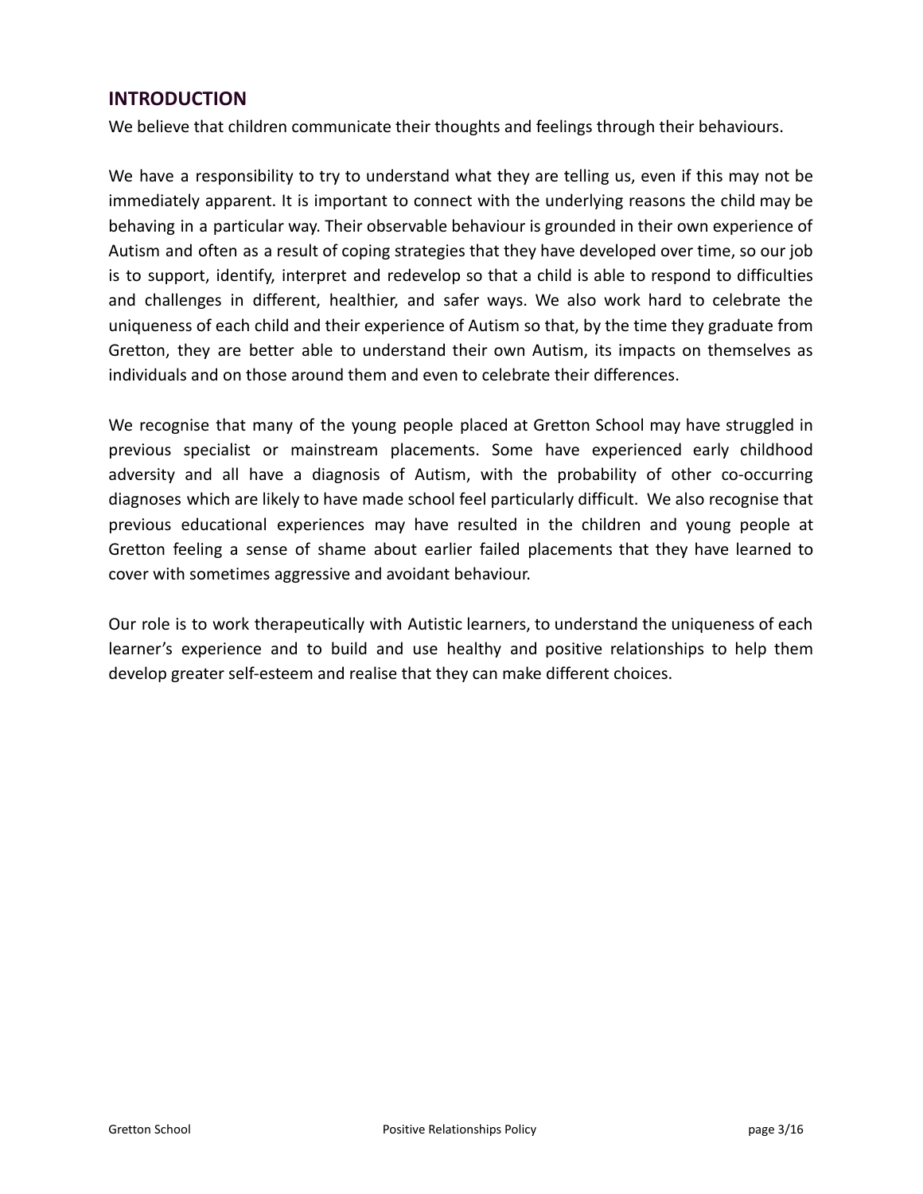## INTRODUCTION

We believe that children communicate their thoughts and feelings through their behaviours.

We have a responsibility to try to understand what they are telling us, even if this may not be immediately apparent. It is important to connect with the underlying reasons the child may be behaving in a particular way. Their observable behaviour is grounded in their own experience of Autism and often as a result of coping strategies that they have developed over time, so our job is to support, identify, interpret and redevelop so that a child is able to respond to difficulties and challenges in different, healthier, and safer ways. We also work hard to celebrate the uniqueness of each child and their experience of Autism so that, by the time they graduate from Gretton, they are better able to understand their own Autism, its impacts on themselves as individuals and on those around them and even to celebrate their differences.

We recognise that many of the young people placed at Gretton School may have struggled in previous specialist or mainstream placements. Some have experienced early childhood adversity and all have a diagnosis of Autism, with the probability of other co-occurring diagnoses which are likely to have made school feel particularly difficult. We also recognise that previous educational experiences may have resulted in the children and young people at Gretton feeling a sense of shame about earlier failed placements that they have learned to cover with sometimes aggressive and avoidant behaviour.

Our role is to work therapeutically with Autistic learners, to understand the uniqueness of each learner's experience and to build and use healthy and positive relationships to help them develop greater self-esteem and realise that they can make different choices.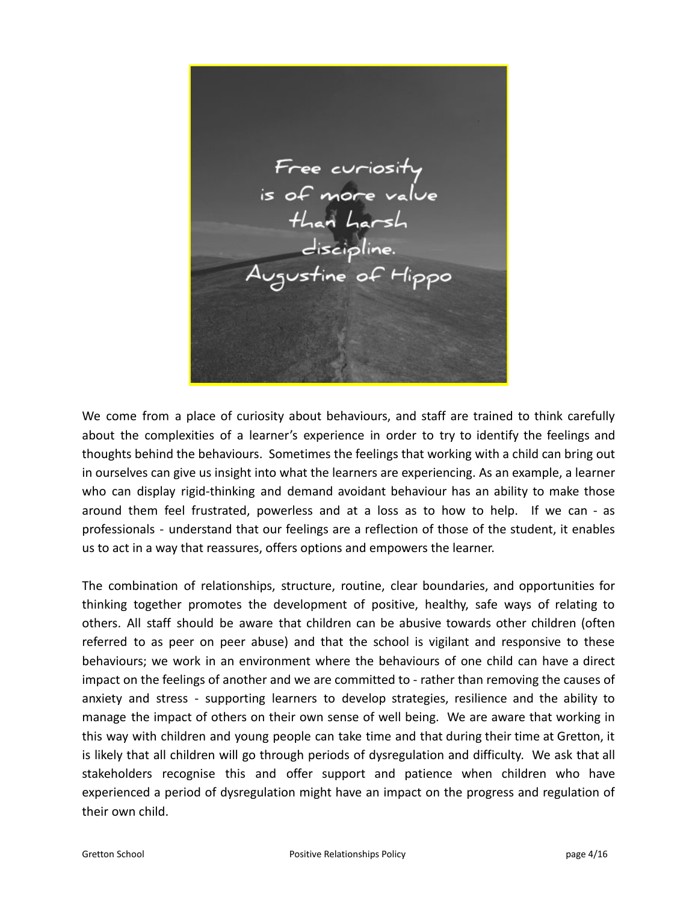Free curiosity is of more value than harsh discipline.
Augustine of Hippo

We come from a place of curiosity about behaviours, and staff are trained to think carefully about the complexities of a learner's experience in order to try to identify the feelings and thoughts behind the behaviours. Sometimes the feelings that working with a child can bring out in ourselves can give us insight into what the learners are experiencing. As an example, a learner who can display rigid-thinking and demand avoidant behaviour has an ability to make those around them feel frustrated, powerless and at a loss as to how to help. If we can - as professionals - understand that our feelings are a reflection of those of the student, it enables us to act in a way that reassures, offers options and empowers the learner.

The combination of relationships, structure, routine, clear boundaries, and opportunities for thinking together promotes the development of positive, healthy, safe ways of relating to others. All staff should be aware that children can be abusive towards other children (often referred to as peer on peer abuse) and that the school is vigilant and responsive to these behaviours; we work in an environment where the behaviours of one child can have a direct impact on the feelings of another and we are committed to - rather than removing the causes of anxiety and stress - supporting learners to develop strategies, resilience and the ability to manage the impact of others on their own sense of well being. We are aware that working in this way with children and young people can take time and that during their time at Gretton, it is likely that all children will go through periods of dysregulation and difficulty. We ask that all stakeholders recognise this and offer support and patience when children who have experienced a period of dysregulation might have an impact on the progress and regulation of their own child.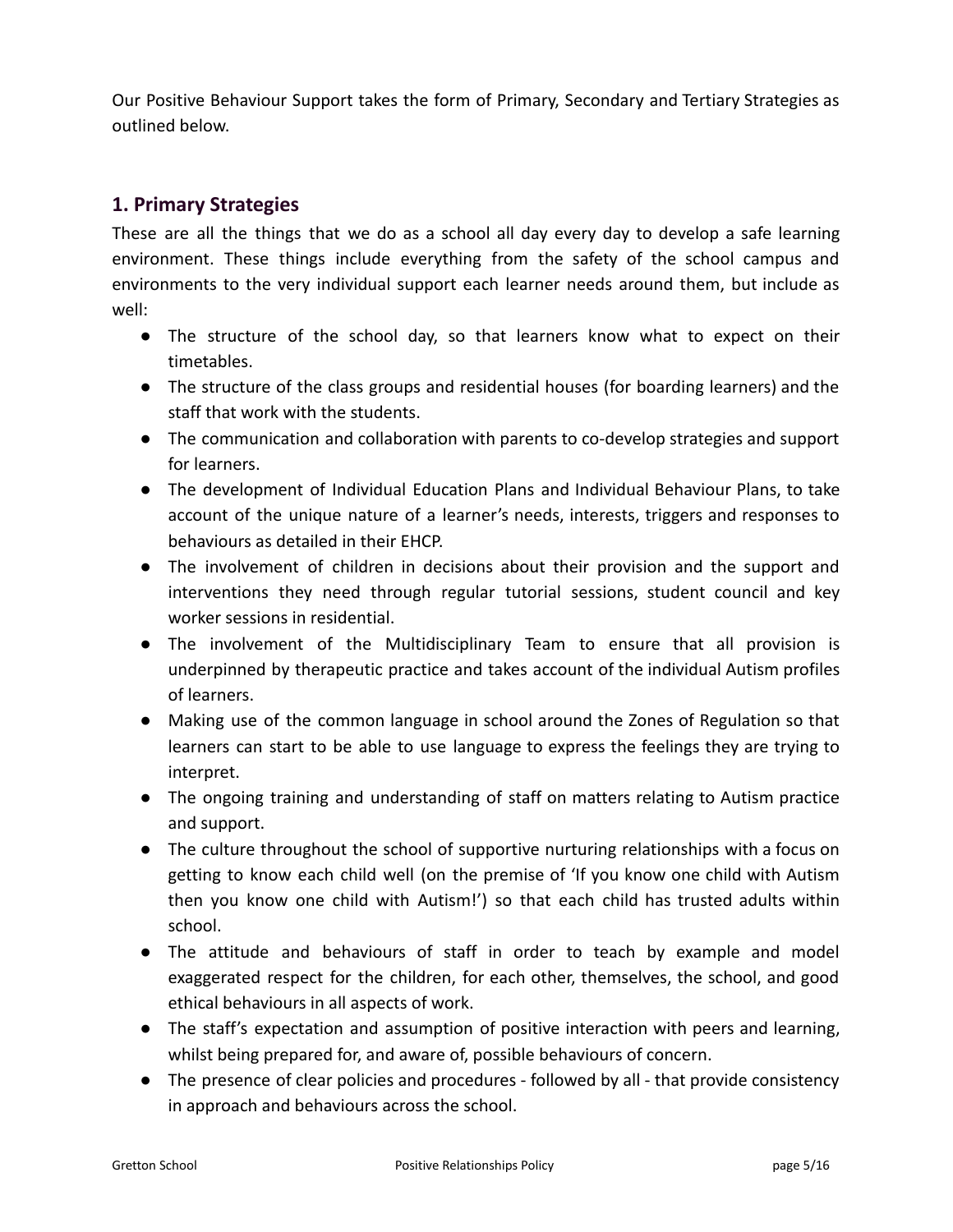Our Positive Behaviour Support takes the form of Primary, Secondary and Tertiary Strategies as outlined below.

## 1. Primary Strategies

These are all the things that we do as a school all day every day to develop a safe learning environment. These things include everything from the safety of the school campus and environments to the very individual support each learner needs around them, but include as well:

- The structure of the school day, so that learners know what to expect on their timetables.
- The structure of the class groups and residential houses (for boarding learners) and the staff that work with the students.
- The communication and collaboration with parents to co-develop strategies and support for learners.
- The development of Individual Education Plans and Individual Behaviour Plans, to take account of the unique nature of a learner's needs, interests, triggers and responses to behaviours as detailed in their EHCP.
- The involvement of children in decisions about their provision and the support and interventions they need through regular tutorial sessions, student council and key worker sessions in residential.
- The involvement of the Multidisciplinary Team to ensure that all provision is underpinned by therapeutic practice and takes account of the individual Autism profiles of learners.
- Making use of the common language in school around the Zones of Regulation so that learners can start to be able to use language to express the feelings they are trying to interpret.
- The ongoing training and understanding of staff on matters relating to Autism practice and support.
- The culture throughout the school of supportive nurturing relationships with a focus on getting to know each child well (on the premise of 'If you know one child with Autism then you know one child with Autism!') so that each child has trusted adults within school.
- The attitude and behaviours of staff in order to teach by example and model exaggerated respect for the children, for each other, themselves, the school, and good ethical behaviours in all aspects of work.
- The staff's expectation and assumption of positive interaction with peers and learning, whilst being prepared for, and aware of, possible behaviours of concern.
- The presence of clear policies and procedures - followed by all - that provide consistency in approach and behaviours across the school.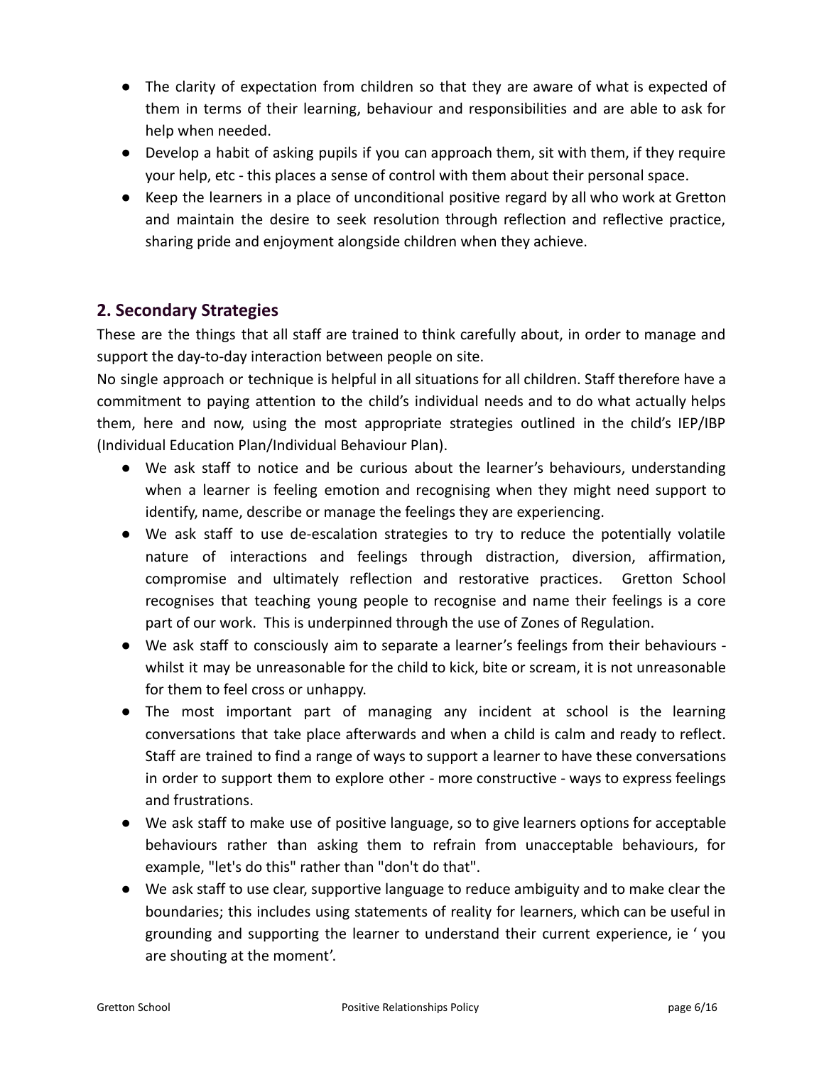- The clarity of expectation from children so that they are aware of what is expected of them in terms of their learning, behaviour and responsibilities and are able to ask for help when needed.
- Develop a habit of asking pupils if you can approach them, sit with them, if they require your help, etc - this places a sense of control with them about their personal space.
- Keep the learners in a place of unconditional positive regard by all who work at Gretton and maintain the desire to seek resolution through reflection and reflective practice, sharing pride and enjoyment alongside children when they achieve.

## 2. Secondary Strategies

These are the things that all staff are trained to think carefully about, in order to manage and support the day-to-day interaction between people on site.

No single approach or technique is helpful in all situations for all children. Staff therefore have a commitment to paying attention to the child's individual needs and to do what actually helps them, here and now, using the most appropriate strategies outlined in the child's IEP/IBP (Individual Education Plan/Individual Behaviour Plan).

- We ask staff to notice and be curious about the learner's behaviours, understanding when a learner is feeling emotion and recognising when they might need support to identify, name, describe or manage the feelings they are experiencing.
- We ask staff to use de-escalation strategies to try to reduce the potentially volatile nature of interactions and feelings through distraction, diversion, affirmation, compromise and ultimately reflection and restorative practices. Gretton School recognises that teaching young people to recognise and name their feelings is a core part of our work. This is underpinned through the use of Zones of Regulation.
- We ask staff to consciously aim to separate a learner's feelings from their behaviours - whilst it may be unreasonable for the child to kick, bite or scream, it is not unreasonable for them to feel cross or unhappy.
- The most important part of managing any incident at school is the learning conversations that take place afterwards and when a child is calm and ready to reflect. Staff are trained to find a range of ways to support a learner to have these conversations in order to support them to explore other - more constructive - ways to express feelings and frustrations.
- We ask staff to make use of positive language, so to give learners options for acceptable behaviours rather than asking them to refrain from unacceptable behaviours, for example, "let's do this" rather than "don't do that".
- We ask staff to use clear, supportive language to reduce ambiguity and to make clear the boundaries; this includes using statements of reality for learners, which can be useful in grounding and supporting the learner to understand their current experience, ie ' you are shouting at the moment'.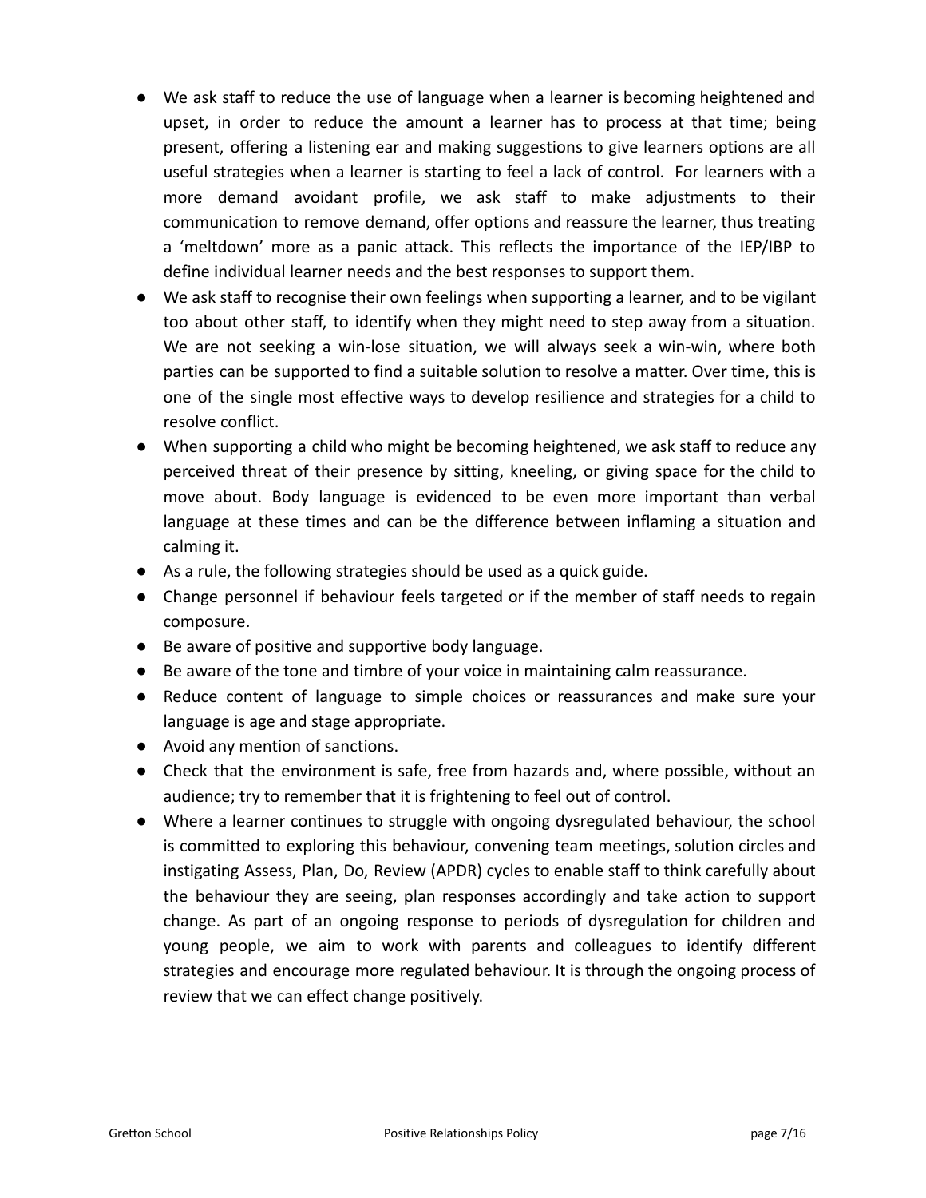- We ask staff to reduce the use of language when a learner is becoming heightened and upset, in order to reduce the amount a learner has to process at that time; being present, offering a listening ear and making suggestions to give learners options are all useful strategies when a learner is starting to feel a lack of control. For learners with a more demand avoidant profile, we ask staff to make adjustments to their communication to remove demand, offer options and reassure the learner, thus treating a 'meltdown' more as a panic attack. This reflects the importance of the IEP/IBP to define individual learner needs and the best responses to support them.
- We ask staff to recognise their own feelings when supporting a learner, and to be vigilant too about other staff, to identify when they might need to step away from a situation. We are not seeking a win-lose situation, we will always seek a win-win, where both parties can be supported to find a suitable solution to resolve a matter. Over time, this is one of the single most effective ways to develop resilience and strategies for a child to resolve conflict.
- When supporting a child who might be becoming heightened, we ask staff to reduce any perceived threat of their presence by sitting, kneeling, or giving space for the child to move about. Body language is evidenced to be even more important than verbal language at these times and can be the difference between inflaming a situation and calming it.
- As a rule, the following strategies should be used as a quick guide.
- Change personnel if behaviour feels targeted or if the member of staff needs to regain composure.
- Be aware of positive and supportive body language.
- Be aware of the tone and timbre of your voice in maintaining calm reassurance.
- Reduce content of language to simple choices or reassurances and make sure your language is age and stage appropriate.
- Avoid any mention of sanctions.
- Check that the environment is safe, free from hazards and, where possible, without an audience; try to remember that it is frightening to feel out of control.
- Where a learner continues to struggle with ongoing dysregulated behaviour, the school is committed to exploring this behaviour, convening team meetings, solution circles and instigating Assess, Plan, Do, Review (APDR) cycles to enable staff to think carefully about the behaviour they are seeing, plan responses accordingly and take action to support change. As part of an ongoing response to periods of dysregulation for children and young people, we aim to work with parents and colleagues to identify different strategies and encourage more regulated behaviour. It is through the ongoing process of review that we can effect change positively.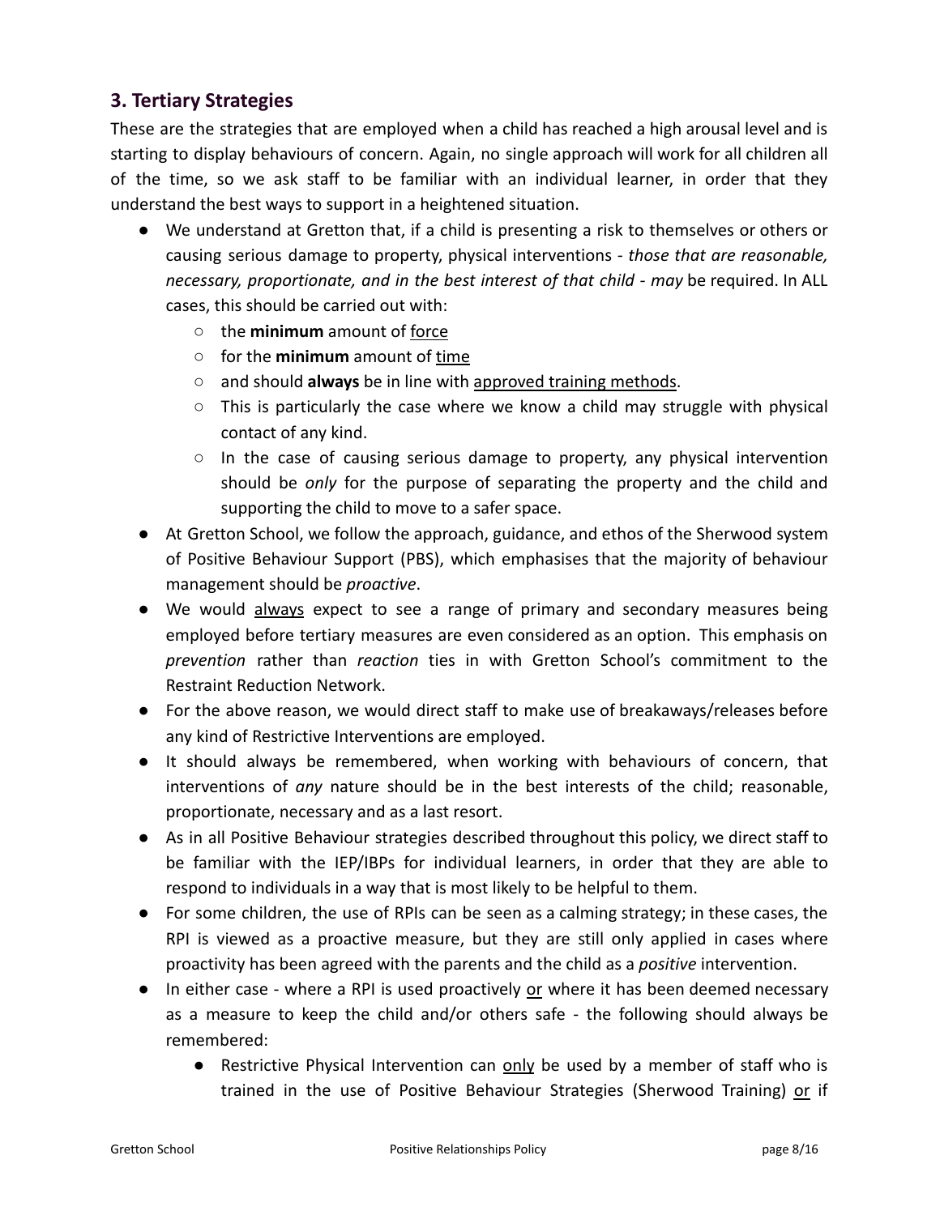## 3. Tertiary Strategies

These are the strategies that are employed when a child has reached a high arousal level and is starting to display behaviours of concern. Again, no single approach will work for all children all of the time, so we ask staff to be familiar with an individual learner, in order that they understand the best ways to support in a heightened situation.

- We understand at Gretton that, if a child is presenting a risk to themselves or others or causing serious damage to property, physical interventions - *those that are reasonable, necessary, proportionate, and in the best interest of that child* - *may* be required. In ALL cases, this should be carried out with:
    - the **minimum** amount of force
    - for the **minimum** amount of time
    - and should **always** be in line with approved training methods.
    - This is particularly the case where we know a child may struggle with physical contact of any kind.
    - In the case of causing serious damage to property, any physical intervention should be *only* for the purpose of separating the property and the child and supporting the child to move to a safer space.
- At Gretton School, we follow the approach, guidance, and ethos of the Sherwood system of Positive Behaviour Support (PBS), which emphasises that the majority of behaviour management should be *proactive*.
- We would always expect to see a range of primary and secondary measures being employed before tertiary measures are even considered as an option. This emphasis on *prevention* rather than *reaction* ties in with Gretton School's commitment to the Restraint Reduction Network.
- For the above reason, we would direct staff to make use of breakaways/releases before any kind of Restrictive Interventions are employed.
- It should always be remembered, when working with behaviours of concern, that interventions of *any* nature should be in the best interests of the child; reasonable, proportionate, necessary and as a last resort.
- As in all Positive Behaviour strategies described throughout this policy, we direct staff to be familiar with the IEP/IBPs for individual learners, in order that they are able to respond to individuals in a way that is most likely to be helpful to them.
- For some children, the use of RPIs can be seen as a calming strategy; in these cases, the RPI is viewed as a proactive measure, but they are still only applied in cases where proactivity has been agreed with the parents and the child as a *positive* intervention.
- In either case - where a RPI is used proactively or where it has been deemed necessary as a measure to keep the child and/or others safe - the following should always be remembered:
    - Restrictive Physical Intervention can only be used by a member of staff who is trained in the use of Positive Behaviour Strategies (Sherwood Training) or if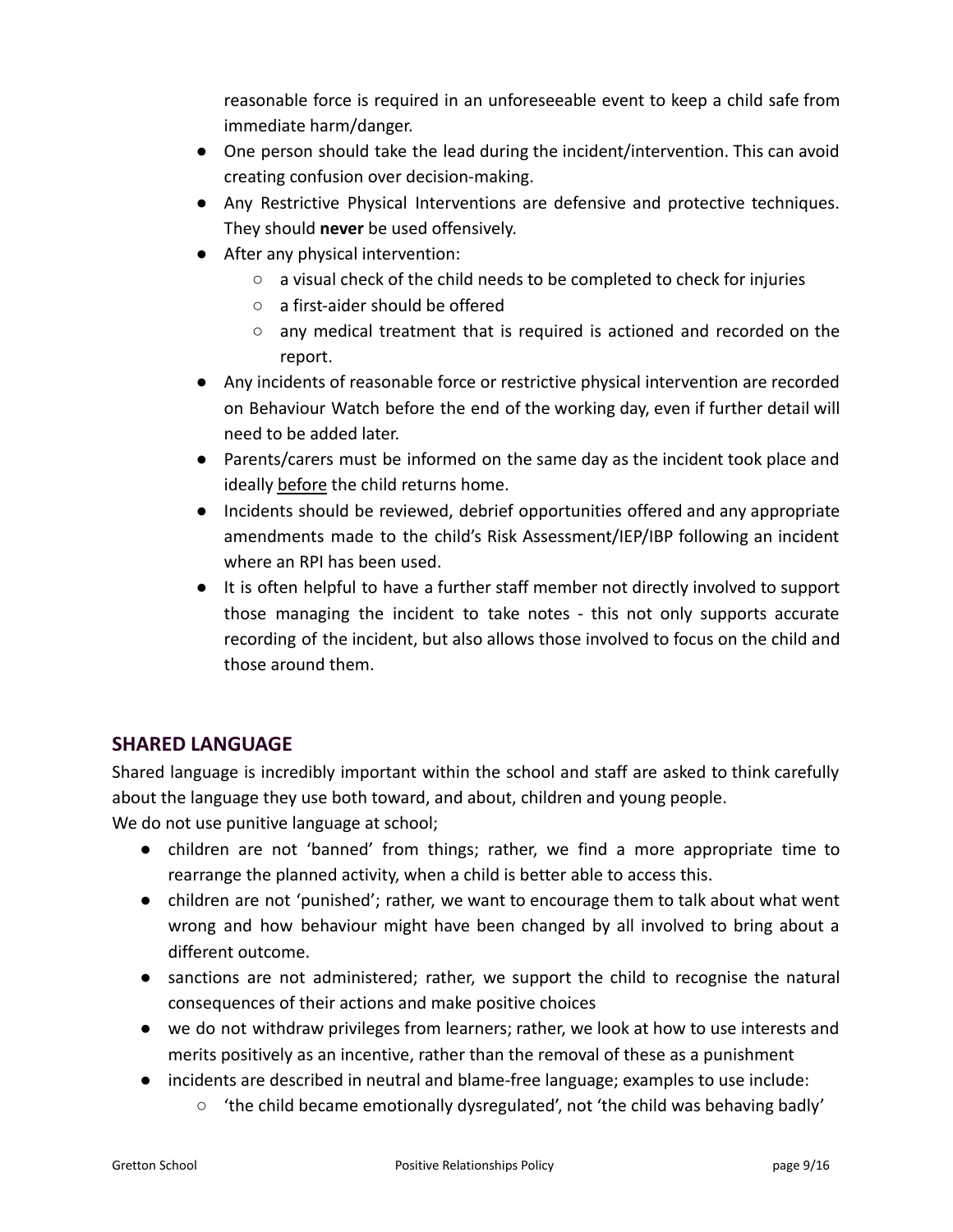reasonable force is required in an unforeseeable event to keep a child safe from immediate harm/danger.

- One person should take the lead during the incident/intervention. This can avoid creating confusion over decision-making.
- Any Restrictive Physical Interventions are defensive and protective techniques. They should **never** be used offensively.
- After any physical intervention:
    - a visual check of the child needs to be completed to check for injuries
    - a first-aider should be offered
    - any medical treatment that is required is actioned and recorded on the report.
- Any incidents of reasonable force or restrictive physical intervention are recorded on Behaviour Watch before the end of the working day, even if further detail will need to be added later.
- Parents/carers must be informed on the same day as the incident took place and ideally <u>before</u> the child returns home.
- Incidents should be reviewed, debrief opportunities offered and any appropriate amendments made to the child's Risk Assessment/IEP/IBP following an incident where an RPI has been used.
- It is often helpful to have a further staff member not directly involved to support those managing the incident to take notes - this not only supports accurate recording of the incident, but also allows those involved to focus on the child and those around them.

## SHARED LANGUAGE

Shared language is incredibly important within the school and staff are asked to think carefully about the language they use both toward, and about, children and young people.

We do not use punitive language at school;

- children are not 'banned' from things; rather, we find a more appropriate time to rearrange the planned activity, when a child is better able to access this.
- children are not 'punished'; rather, we want to encourage them to talk about what went wrong and how behaviour might have been changed by all involved to bring about a different outcome.
- sanctions are not administered; rather, we support the child to recognise the natural consequences of their actions and make positive choices
- we do not withdraw privileges from learners; rather, we look at how to use interests and merits positively as an incentive, rather than the removal of these as a punishment
- incidents are described in neutral and blame-free language; examples to use include:
    - 'the child became emotionally dysregulated', not 'the child was behaving badly'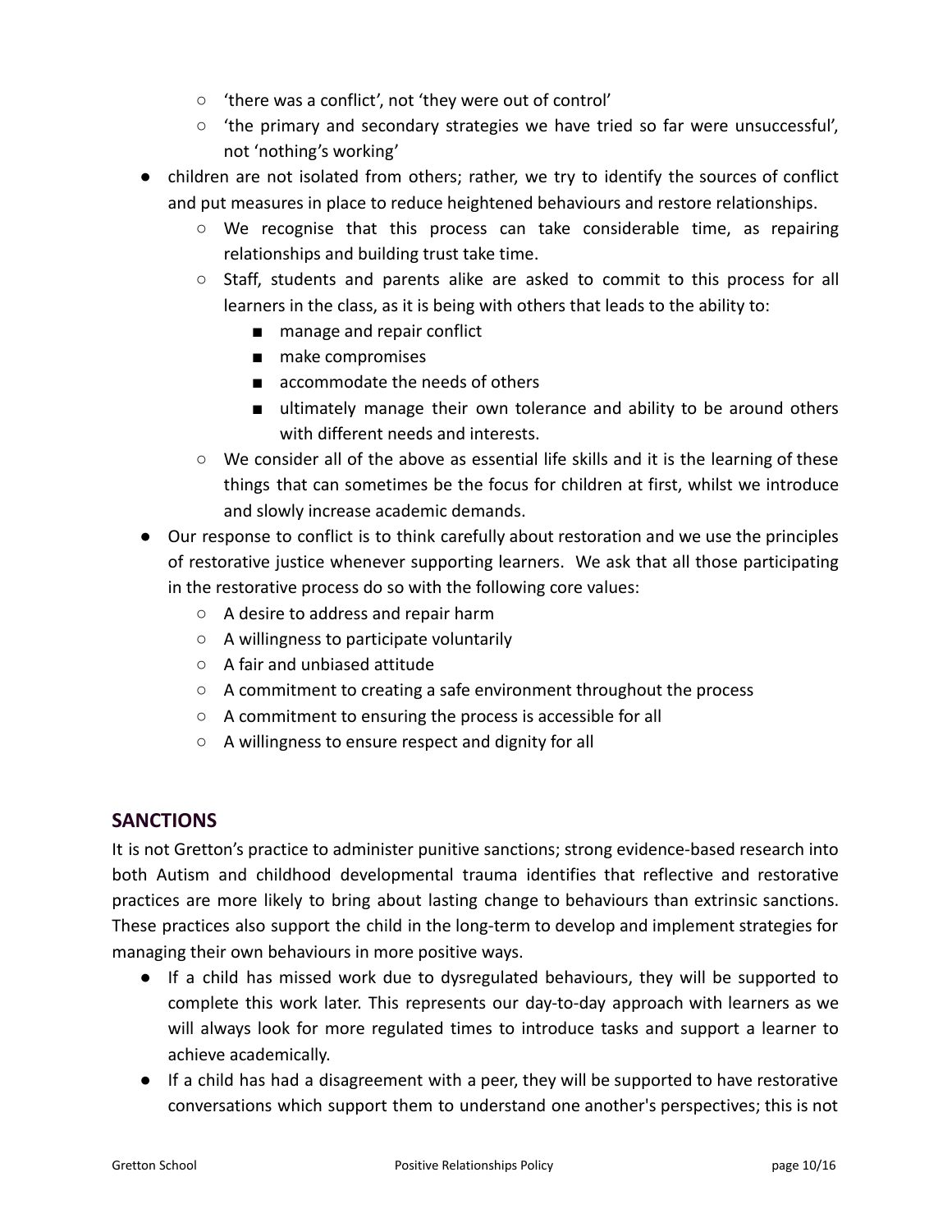- 'there was a conflict', not 'they were out of control'
    - 'the primary and secondary strategies we have tried so far were unsuccessful', not 'nothing's working'
- children are not isolated from others; rather, we try to identify the sources of conflict and put measures in place to reduce heightened behaviours and restore relationships.
    - We recognise that this process can take considerable time, as repairing relationships and building trust take time.
    - Staff, students and parents alike are asked to commit to this process for all learners in the class, as it is being with others that leads to the ability to:
        - manage and repair conflict
        - make compromises
        - accommodate the needs of others
        - ultimately manage their own tolerance and ability to be around others with different needs and interests.
    - We consider all of the above as essential life skills and it is the learning of these things that can sometimes be the focus for children at first, whilst we introduce and slowly increase academic demands.
- Our response to conflict is to think carefully about restoration and we use the principles of restorative justice whenever supporting learners. We ask that all those participating in the restorative process do so with the following core values:
    - A desire to address and repair harm
    - A willingness to participate voluntarily
    - A fair and unbiased attitude
    - A commitment to creating a safe environment throughout the process
    - A commitment to ensuring the process is accessible for all
    - A willingness to ensure respect and dignity for all

## SANCTIONS

It is not Gretton's practice to administer punitive sanctions; strong evidence-based research into both Autism and childhood developmental trauma identifies that reflective and restorative practices are more likely to bring about lasting change to behaviours than extrinsic sanctions. These practices also support the child in the long-term to develop and implement strategies for managing their own behaviours in more positive ways.

- If a child has missed work due to dysregulated behaviours, they will be supported to complete this work later. This represents our day-to-day approach with learners as we will always look for more regulated times to introduce tasks and support a learner to achieve academically.
- If a child has had a disagreement with a peer, they will be supported to have restorative conversations which support them to understand one another's perspectives; this is not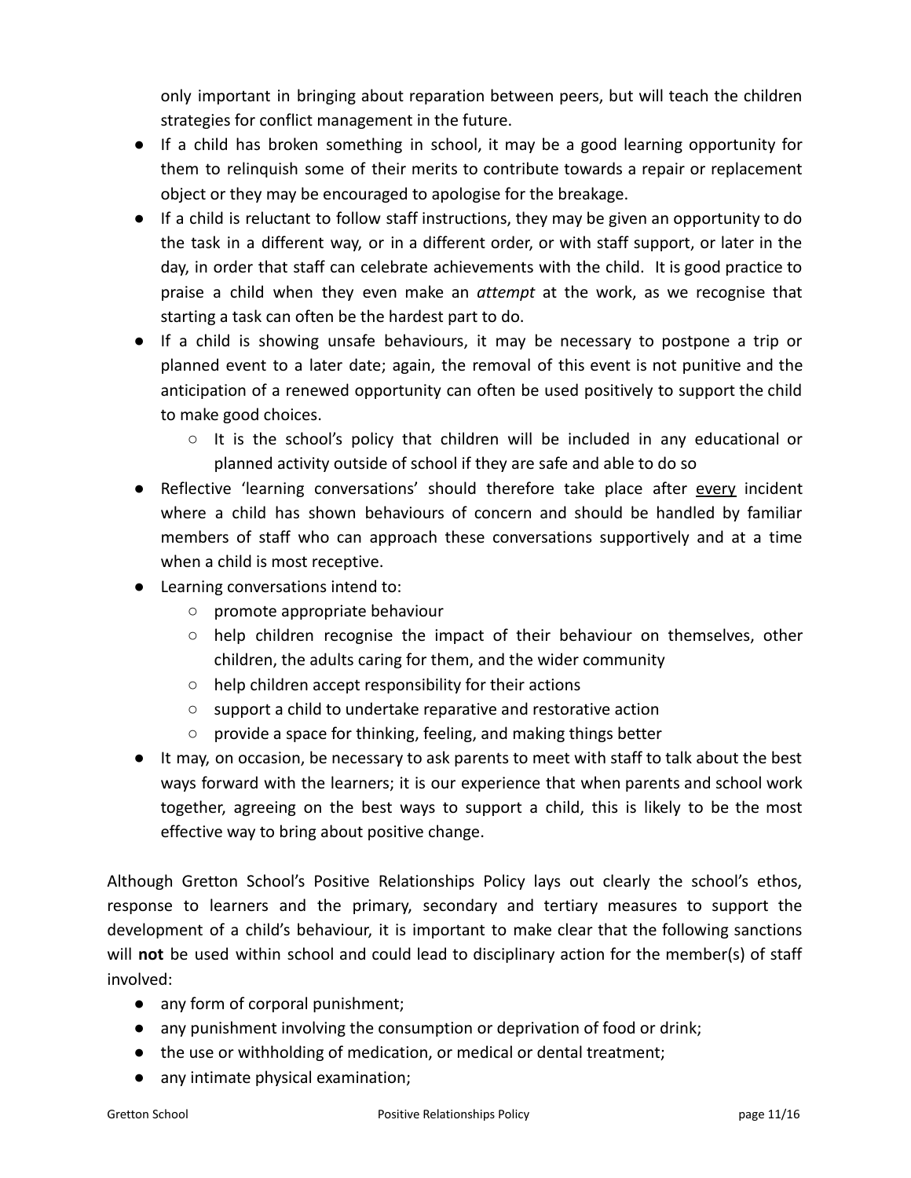only important in bringing about reparation between peers, but will teach the children strategies for conflict management in the future.

- If a child has broken something in school, it may be a good learning opportunity for them to relinquish some of their merits to contribute towards a repair or replacement object or they may be encouraged to apologise for the breakage.
- If a child is reluctant to follow staff instructions, they may be given an opportunity to do the task in a different way, or in a different order, or with staff support, or later in the day, in order that staff can celebrate achievements with the child. It is good practice to praise a child when they even make an *attempt* at the work, as we recognise that starting a task can often be the hardest part to do.
- If a child is showing unsafe behaviours, it may be necessary to postpone a trip or planned event to a later date; again, the removal of this event is not punitive and the anticipation of a renewed opportunity can often be used positively to support the child to make good choices.
    - It is the school's policy that children will be included in any educational or planned activity outside of school if they are safe and able to do so
- Reflective 'learning conversations' should therefore take place after <u>every</u> incident where a child has shown behaviours of concern and should be handled by familiar members of staff who can approach these conversations supportively and at a time when a child is most receptive.
- Learning conversations intend to:
    - promote appropriate behaviour
    - help children recognise the impact of their behaviour on themselves, other children, the adults caring for them, and the wider community
    - help children accept responsibility for their actions
    - support a child to undertake reparative and restorative action
    - provide a space for thinking, feeling, and making things better
- It may, on occasion, be necessary to ask parents to meet with staff to talk about the best ways forward with the learners; it is our experience that when parents and school work together, agreeing on the best ways to support a child, this is likely to be the most effective way to bring about positive change.

Although Gretton School's Positive Relationships Policy lays out clearly the school's ethos, response to learners and the primary, secondary and tertiary measures to support the development of a child's behaviour, it is important to make clear that the following sanctions will **not** be used within school and could lead to disciplinary action for the member(s) of staff involved:

- any form of corporal punishment;
- any punishment involving the consumption or deprivation of food or drink;
- the use or withholding of medication, or medical or dental treatment;
- any intimate physical examination;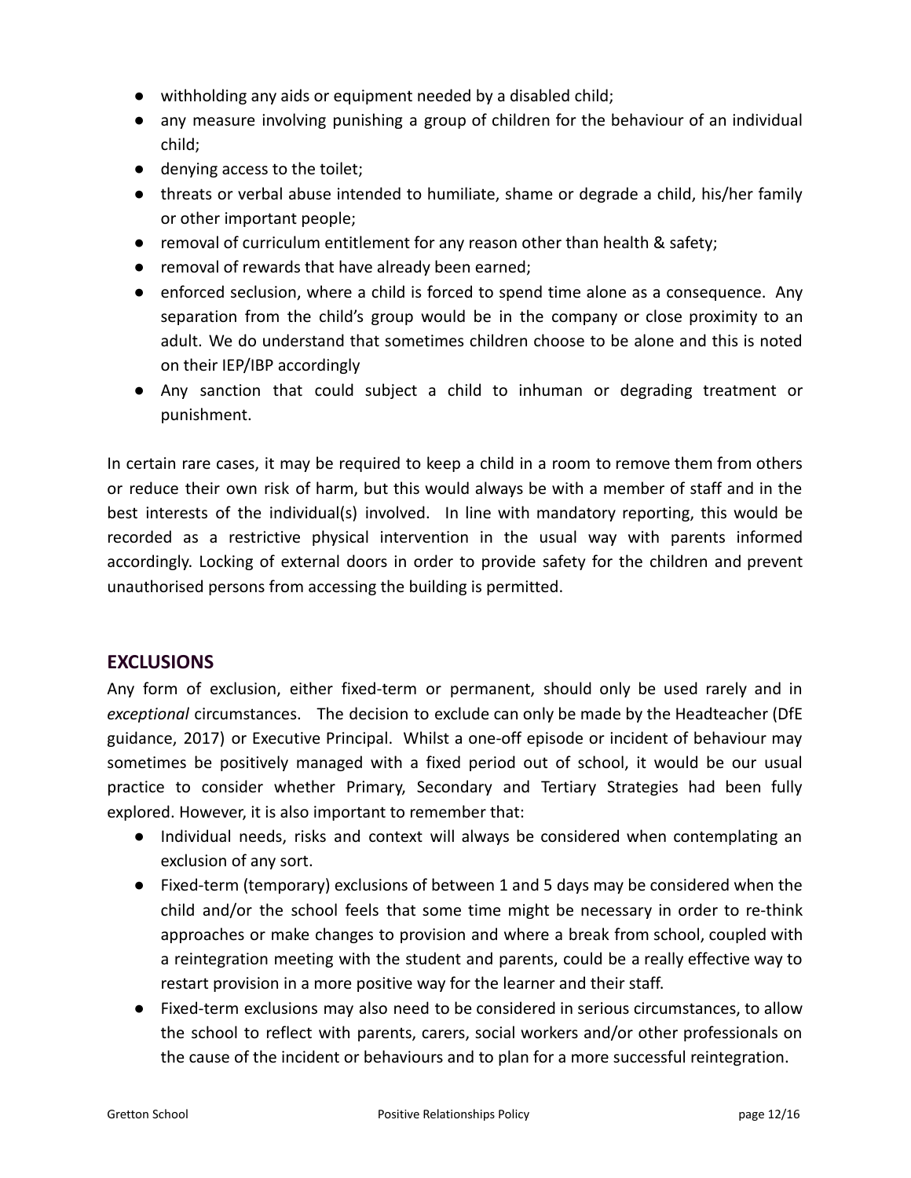- withholding any aids or equipment needed by a disabled child;
- any measure involving punishing a group of children for the behaviour of an individual child;
- denying access to the toilet;
- threats or verbal abuse intended to humiliate, shame or degrade a child, his/her family or other important people;
- removal of curriculum entitlement for any reason other than health & safety;
- removal of rewards that have already been earned;
- enforced seclusion, where a child is forced to spend time alone as a consequence. Any separation from the child's group would be in the company or close proximity to an adult. We do understand that sometimes children choose to be alone and this is noted on their IEP/IBP accordingly
- Any sanction that could subject a child to inhuman or degrading treatment or punishment.

In certain rare cases, it may be required to keep a child in a room to remove them from others or reduce their own risk of harm, but this would always be with a member of staff and in the best interests of the individual(s) involved. In line with mandatory reporting, this would be recorded as a restrictive physical intervention in the usual way with parents informed accordingly. Locking of external doors in order to provide safety for the children and prevent unauthorised persons from accessing the building is permitted.

## EXCLUSIONS

Any form of exclusion, either fixed-term or permanent, should only be used rarely and in *exceptional* circumstances. The decision to exclude can only be made by the Headteacher (DfE guidance, 2017) or Executive Principal. Whilst a one-off episode or incident of behaviour may sometimes be positively managed with a fixed period out of school, it would be our usual practice to consider whether Primary, Secondary and Tertiary Strategies had been fully explored. However, it is also important to remember that:

- Individual needs, risks and context will always be considered when contemplating an exclusion of any sort.
- Fixed-term (temporary) exclusions of between 1 and 5 days may be considered when the child and/or the school feels that some time might be necessary in order to re-think approaches or make changes to provision and where a break from school, coupled with a reintegration meeting with the student and parents, could be a really effective way to restart provision in a more positive way for the learner and their staff.
- Fixed-term exclusions may also need to be considered in serious circumstances, to allow the school to reflect with parents, carers, social workers and/or other professionals on the cause of the incident or behaviours and to plan for a more successful reintegration.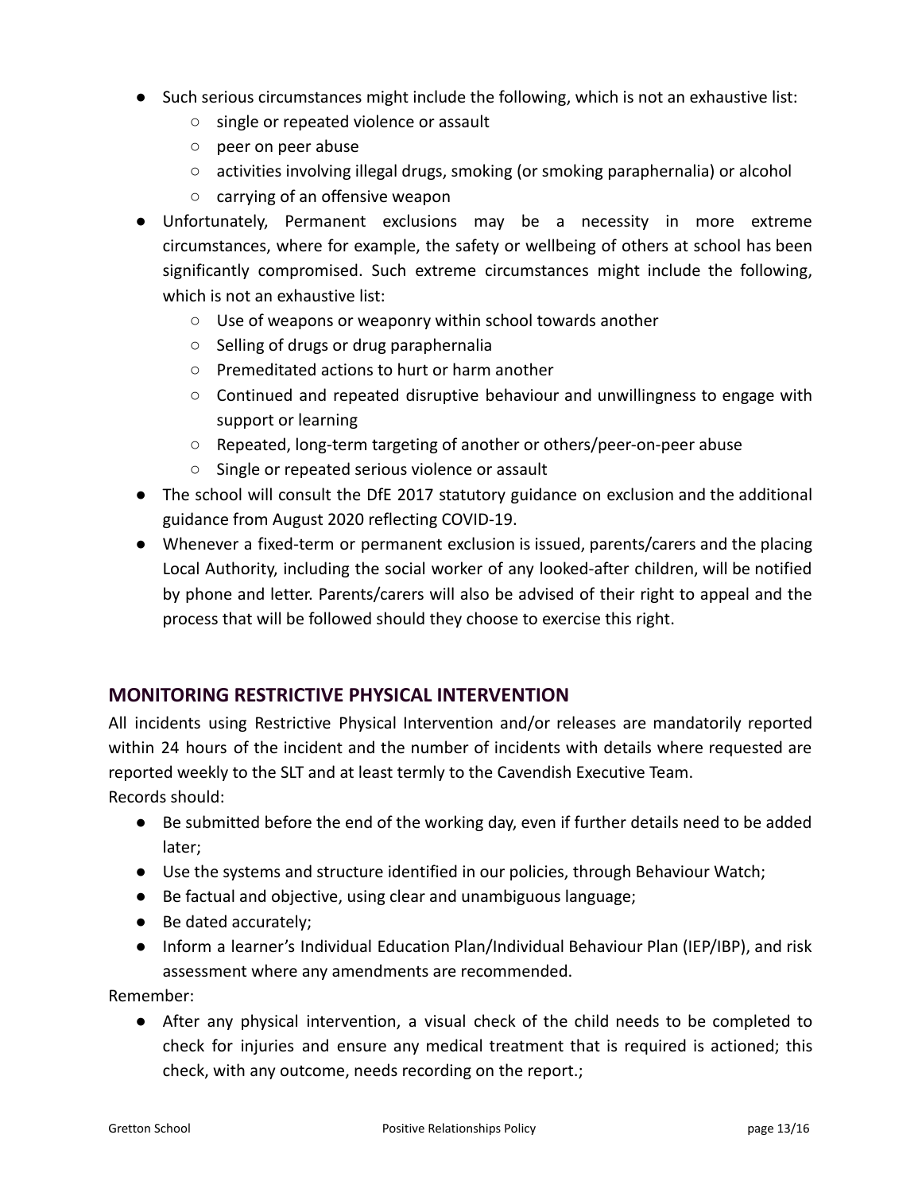- Such serious circumstances might include the following, which is not an exhaustive list:
    - single or repeated violence or assault
    - peer on peer abuse
    - activities involving illegal drugs, smoking (or smoking paraphernalia) or alcohol
    - carrying of an offensive weapon
- Unfortunately, Permanent exclusions may be a necessity in more extreme circumstances, where for example, the safety or wellbeing of others at school has been significantly compromised. Such extreme circumstances might include the following, which is not an exhaustive list:
    - Use of weapons or weaponry within school towards another
    - Selling of drugs or drug paraphernalia
    - Premeditated actions to hurt or harm another
    - Continued and repeated disruptive behaviour and unwillingness to engage with support or learning
    - Repeated, long-term targeting of another or others/peer-on-peer abuse
    - Single or repeated serious violence or assault
- The school will consult the DfE 2017 statutory guidance on exclusion and the additional guidance from August 2020 reflecting COVID-19.
- Whenever a fixed-term or permanent exclusion is issued, parents/carers and the placing Local Authority, including the social worker of any looked-after children, will be notified by phone and letter. Parents/carers will also be advised of their right to appeal and the process that will be followed should they choose to exercise this right.

## MONITORING RESTRICTIVE PHYSICAL INTERVENTION

All incidents using Restrictive Physical Intervention and/or releases are mandatorily reported within 24 hours of the incident and the number of incidents with details where requested are reported weekly to the SLT and at least termly to the Cavendish Executive Team.

Records should:

- Be submitted before the end of the working day, even if further details need to be added later;
- Use the systems and structure identified in our policies, through Behaviour Watch;
- Be factual and objective, using clear and unambiguous language;
- Be dated accurately;
- Inform a learner's Individual Education Plan/Individual Behaviour Plan (IEP/IBP), and risk assessment where any amendments are recommended.

Remember:

- After any physical intervention, a visual check of the child needs to be completed to check for injuries and ensure any medical treatment that is required is actioned; this check, with any outcome, needs recording on the report.;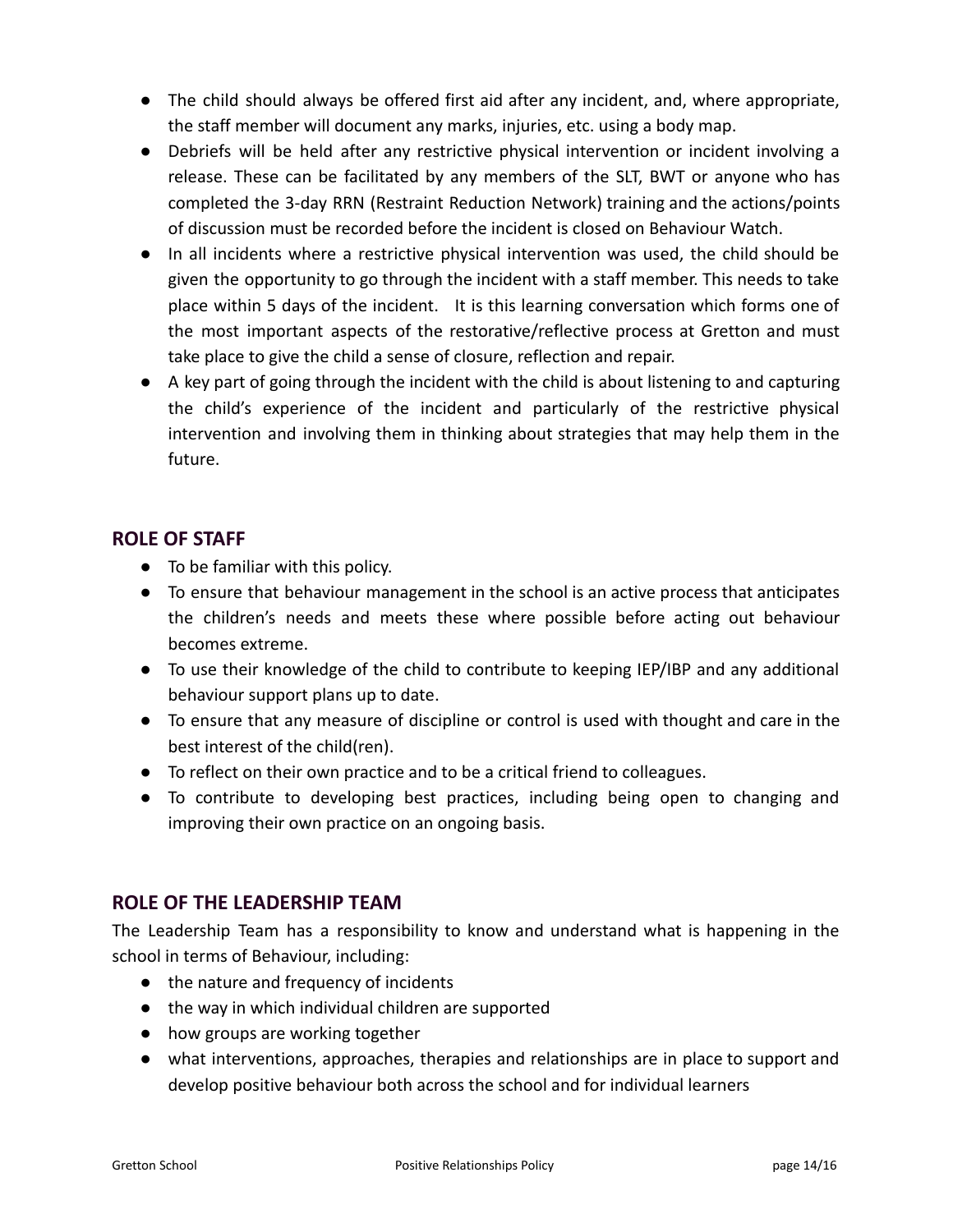- The child should always be offered first aid after any incident, and, where appropriate, the staff member will document any marks, injuries, etc. using a body map.
- Debriefs will be held after any restrictive physical intervention or incident involving a release. These can be facilitated by any members of the SLT, BWT or anyone who has completed the 3-day RRN (Restraint Reduction Network) training and the actions/points of discussion must be recorded before the incident is closed on Behaviour Watch.
- In all incidents where a restrictive physical intervention was used, the child should be given the opportunity to go through the incident with a staff member. This needs to take place within 5 days of the incident. It is this learning conversation which forms one of the most important aspects of the restorative/reflective process at Gretton and must take place to give the child a sense of closure, reflection and repair.
- A key part of going through the incident with the child is about listening to and capturing the child's experience of the incident and particularly of the restrictive physical intervention and involving them in thinking about strategies that may help them in the future.

## ROLE OF STAFF

- To be familiar with this policy.
- To ensure that behaviour management in the school is an active process that anticipates the children's needs and meets these where possible before acting out behaviour becomes extreme.
- To use their knowledge of the child to contribute to keeping IEP/IBP and any additional behaviour support plans up to date.
- To ensure that any measure of discipline or control is used with thought and care in the best interest of the child(ren).
- To reflect on their own practice and to be a critical friend to colleagues.
- To contribute to developing best practices, including being open to changing and improving their own practice on an ongoing basis.

## ROLE OF THE LEADERSHIP TEAM

The Leadership Team has a responsibility to know and understand what is happening in the school in terms of Behaviour, including:

- the nature and frequency of incidents
- the way in which individual children are supported
- how groups are working together
- what interventions, approaches, therapies and relationships are in place to support and develop positive behaviour both across the school and for individual learners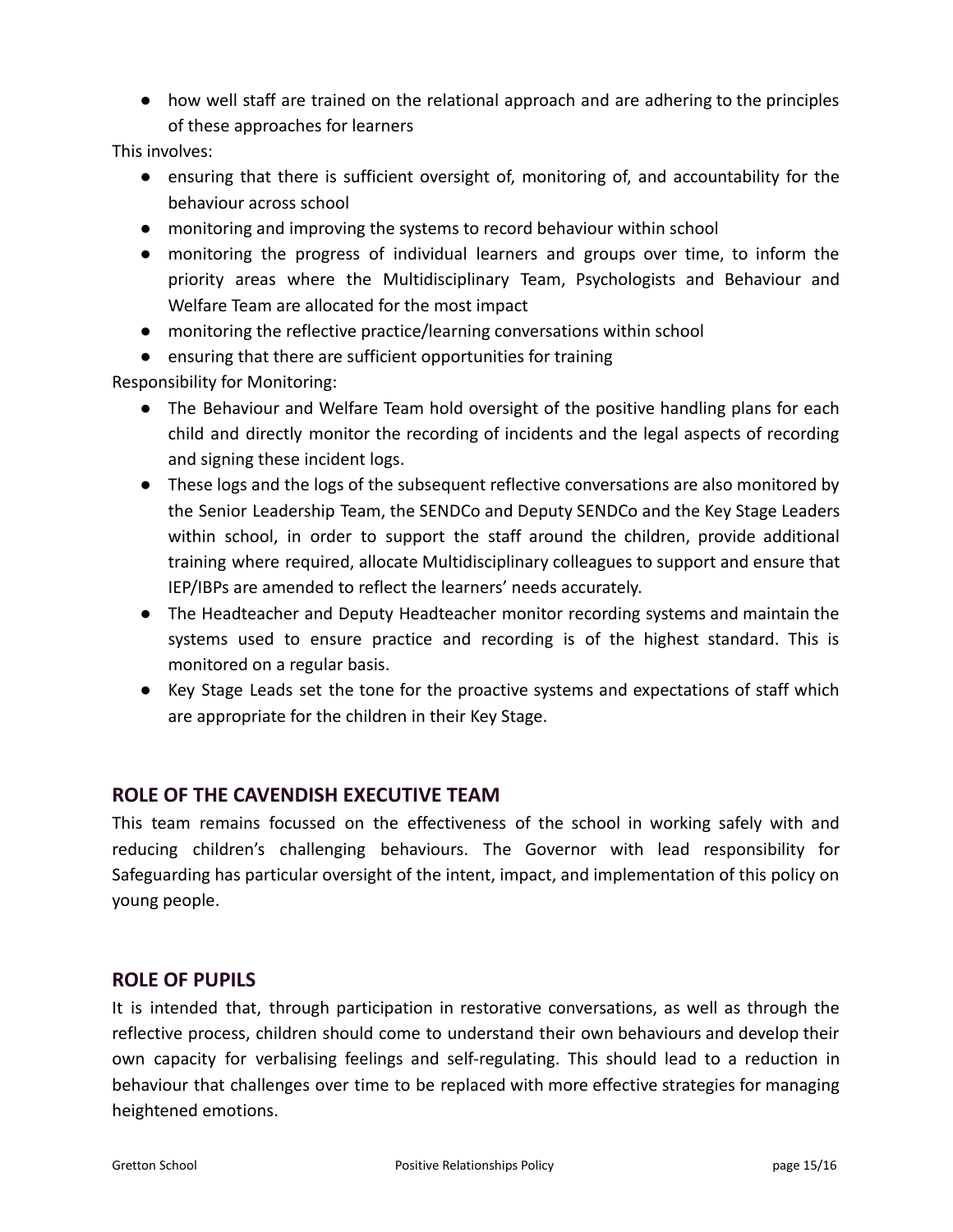- how well staff are trained on the relational approach and are adhering to the principles of these approaches for learners

This involves:

- ensuring that there is sufficient oversight of, monitoring of, and accountability for the behaviour across school
- monitoring and improving the systems to record behaviour within school
- monitoring the progress of individual learners and groups over time, to inform the priority areas where the Multidisciplinary Team, Psychologists and Behaviour and Welfare Team are allocated for the most impact
- monitoring the reflective practice/learning conversations within school
- ensuring that there are sufficient opportunities for training

Responsibility for Monitoring:

- The Behaviour and Welfare Team hold oversight of the positive handling plans for each child and directly monitor the recording of incidents and the legal aspects of recording and signing these incident logs.
- These logs and the logs of the subsequent reflective conversations are also monitored by the Senior Leadership Team, the SENDCo and Deputy SENDCo and the Key Stage Leaders within school, in order to support the staff around the children, provide additional training where required, allocate Multidisciplinary colleagues to support and ensure that IEP/IBPs are amended to reflect the learners' needs accurately.
- The Headteacher and Deputy Headteacher monitor recording systems and maintain the systems used to ensure practice and recording is of the highest standard. This is monitored on a regular basis.
- Key Stage Leads set the tone for the proactive systems and expectations of staff which are appropriate for the children in their Key Stage.

## ROLE OF THE CAVENDISH EXECUTIVE TEAM

This team remains focussed on the effectiveness of the school in working safely with and reducing children's challenging behaviours. The Governor with lead responsibility for Safeguarding has particular oversight of the intent, impact, and implementation of this policy on young people.

## ROLE OF PUPILS

It is intended that, through participation in restorative conversations, as well as through the reflective process, children should come to understand their own behaviours and develop their own capacity for verbalising feelings and self-regulating. This should lead to a reduction in behaviour that challenges over time to be replaced with more effective strategies for managing heightened emotions.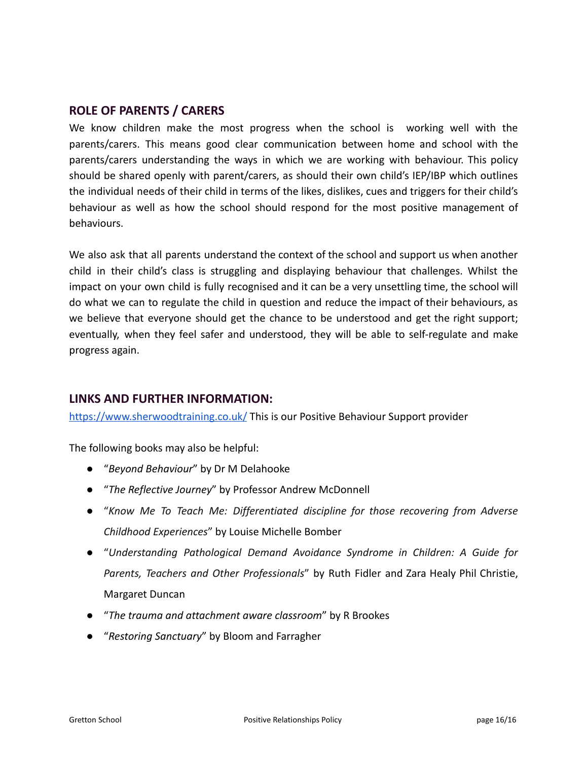## ROLE OF PARENTS / CARERS

We know children make the most progress when the school is working well with the parents/carers. This means good clear communication between home and school with the parents/carers understanding the ways in which we are working with behaviour. This policy should be shared openly with parent/carers, as should their own child's IEP/IBP which outlines the individual needs of their child in terms of the likes, dislikes, cues and triggers for their child's behaviour as well as how the school should respond for the most positive management of behaviours.

We also ask that all parents understand the context of the school and support us when another child in their child's class is struggling and displaying behaviour that challenges. Whilst the impact on your own child is fully recognised and it can be a very unsettling time, the school will do what we can to regulate the child in question and reduce the impact of their behaviours, as we believe that everyone should get the chance to be understood and get the right support; eventually, when they feel safer and understood, they will be able to self-regulate and make progress again.

## LINKS AND FURTHER INFORMATION:

https://www.sherwoodtraining.co.uk/ This is our Positive Behaviour Support provider

The following books may also be helpful:

- "*Beyond Behaviour*" by Dr M Delahooke
- "*The Reflective Journey*" by Professor Andrew McDonnell
- "*Know Me To Teach Me: Differentiated discipline for those recovering from Adverse Childhood Experiences*" by Louise Michelle Bomber
- "*Understanding Pathological Demand Avoidance Syndrome in Children: A Guide for Parents, Teachers and Other Professionals*" by Ruth Fidler and Zara Healy Phil Christie, Margaret Duncan
- "*The trauma and attachment aware classroom*" by R Brookes
- "*Restoring Sanctuary*" by Bloom and Farragher